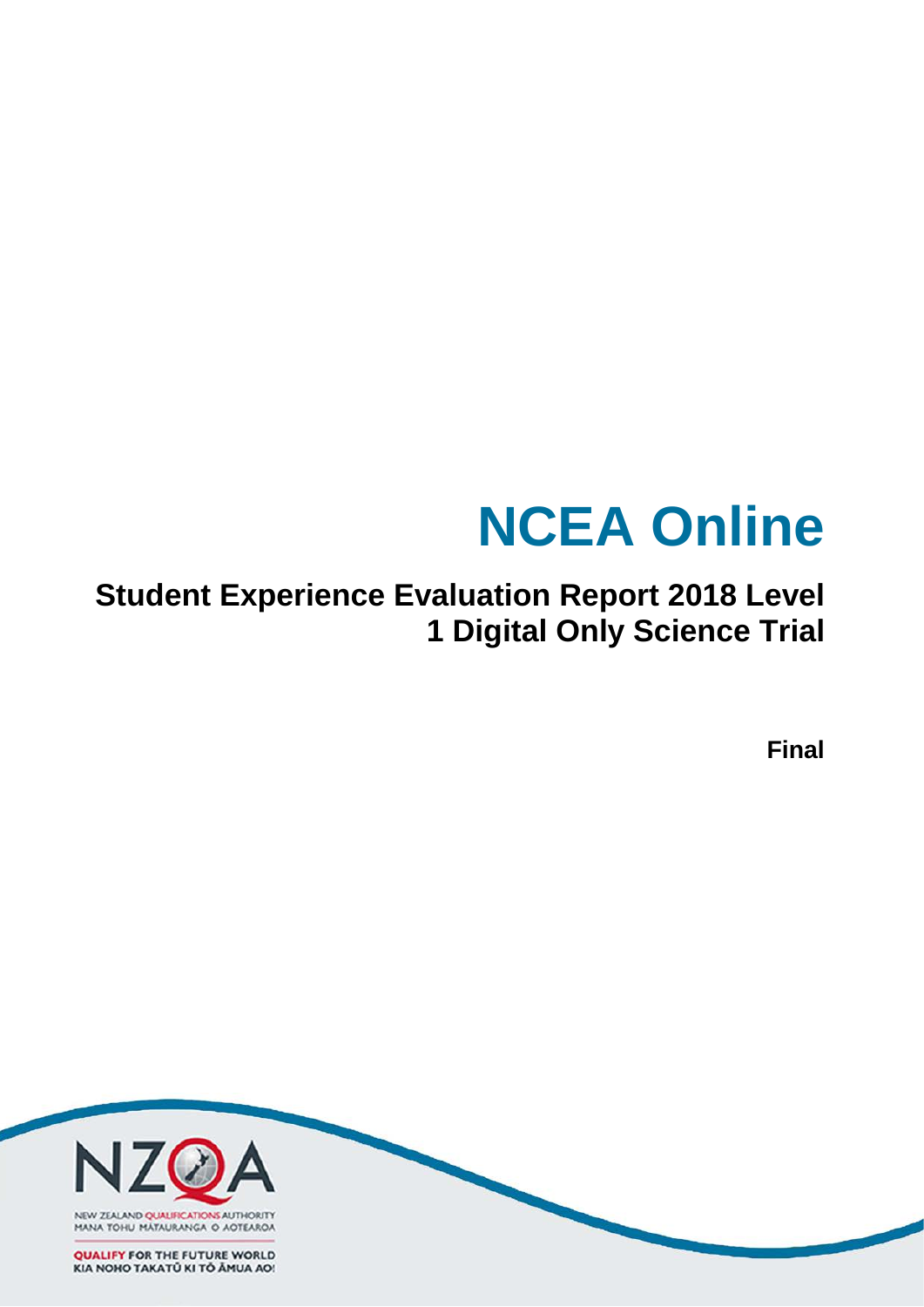# NCEA Online

## Student Experience Evaluation Report 2018 Level 1 Digital Only Science Trial

**Final**

NEW ZEALAND QUALIFICATIONS AUTHORITY
MANA TOHU MĀTAURANGA O AOTEAROA

QUALIFY FOR THE FUTURE WORLD
KIA NOHO TAKATŪ KI TŌ ĀMUA AO!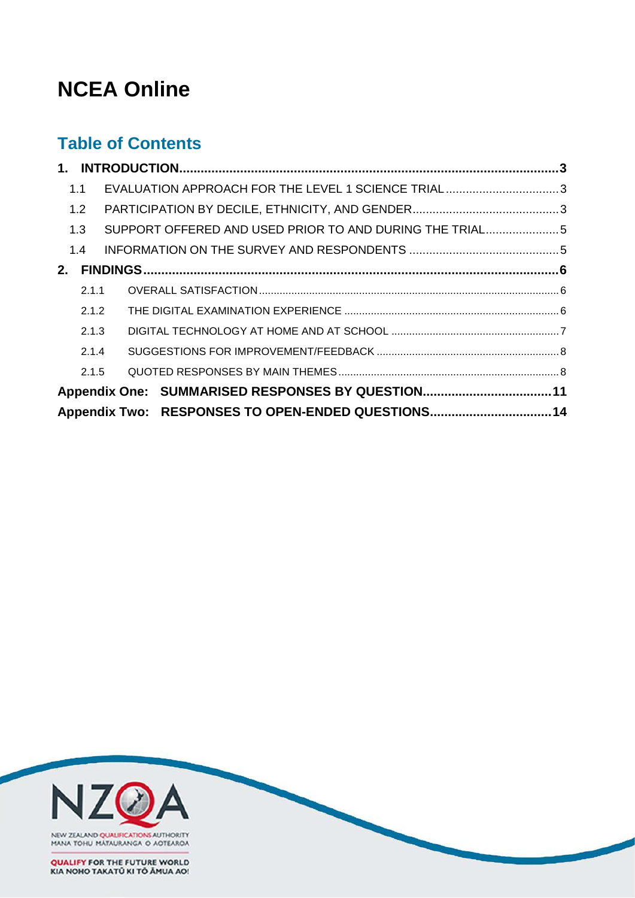# NCEA Online

## Table of Contents

**1. INTRODUCTION........................................................................................................3**

- 1.1 EVALUATION APPROACH FOR THE LEVEL 1 SCIENCE TRIAL ..................................3
- 1.2 PARTICIPATION BY DECILE, ETHNICITY, AND GENDER............................................3
- 1.3 SUPPORT OFFERED AND USED PRIOR TO AND DURING THE TRIAL......................5
- 1.4 INFORMATION ON THE SURVEY AND RESPONDENTS .............................................5

**2. FINDINGS...................................................................................................................6**

- 2.1.1 OVERALL SATISFACTION.....................................................................................6
- 2.1.2 THE DIGITAL EXAMINATION EXPERIENCE ........................................................6
- 2.1.3 DIGITAL TECHNOLOGY AT HOME AND AT SCHOOL .........................................7
- 2.1.4 SUGGESTIONS FOR IMPROVEMENT/FEEDBACK .............................................8
- 2.1.5 QUOTED RESPONSES BY MAIN THEMES...........................................................8

**Appendix One: SUMMARISED RESPONSES BY QUESTION....................................11**

**Appendix Two: RESPONSES TO OPEN-ENDED QUESTIONS..................................14**

NEW ZEALAND QUALIFICATIONS AUTHORITY
MANA TOHU MĀTAURANGA O AOTEAROA

QUALIFY FOR THE FUTURE WORLD
KIA NOHO TAKATŪ KI TŌ ĀMUA AO!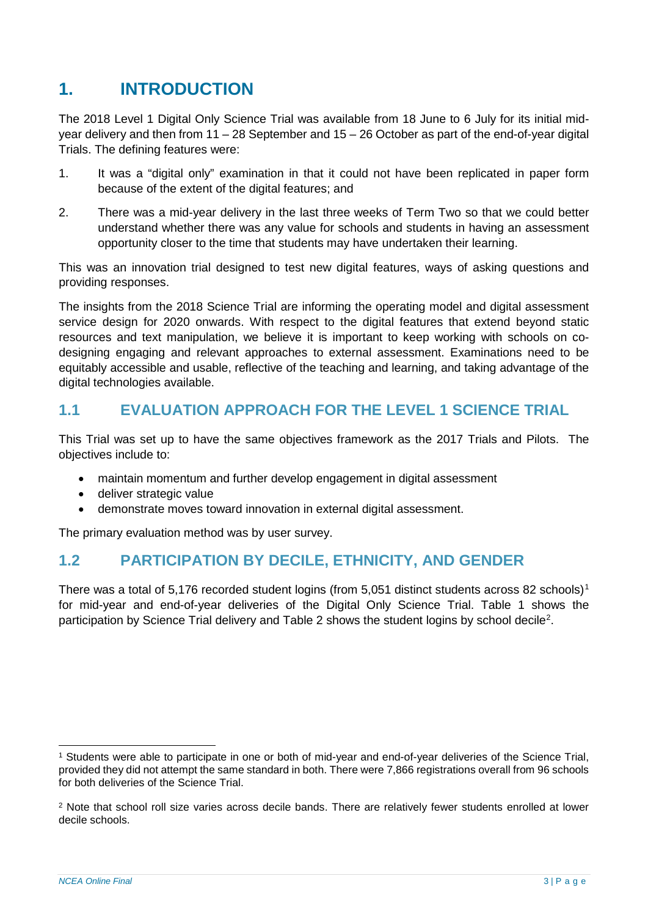# 1. INTRODUCTION

The 2018 Level 1 Digital Only Science Trial was available from 18 June to 6 July for its initial mid-year delivery and then from 11 – 28 September and 15 – 26 October as part of the end-of-year digital Trials. The defining features were:

1. It was a "digital only" examination in that it could not have been replicated in paper form because of the extent of the digital features; and
2. There was a mid-year delivery in the last three weeks of Term Two so that we could better understand whether there was any value for schools and students in having an assessment opportunity closer to the time that students may have undertaken their learning.

This was an innovation trial designed to test new digital features, ways of asking questions and providing responses.

The insights from the 2018 Science Trial are informing the operating model and digital assessment service design for 2020 onwards. With respect to the digital features that extend beyond static resources and text manipulation, we believe it is important to keep working with schools on co-designing engaging and relevant approaches to external assessment. Examinations need to be equitably accessible and usable, reflective of the teaching and learning, and taking advantage of the digital technologies available.

## 1.1 EVALUATION APPROACH FOR THE LEVEL 1 SCIENCE TRIAL

This Trial was set up to have the same objectives framework as the 2017 Trials and Pilots. The objectives include to:

- maintain momentum and further develop engagement in digital assessment
- deliver strategic value
- demonstrate moves toward innovation in external digital assessment.

The primary evaluation method was by user survey.

## 1.2 PARTICIPATION BY DECILE, ETHNICITY, AND GENDER

There was a total of 5,176 recorded student logins (from 5,051 distinct students across 82 schools)[1] for mid-year and end-of-year deliveries of the Digital Only Science Trial. Table 1 shows the participation by Science Trial delivery and Table 2 shows the student logins by school decile[2].

[1] Students were able to participate in one or both of mid-year and end-of-year deliveries of the Science Trial, provided they did not attempt the same standard in both. There were 7,866 registrations overall from 96 schools for both deliveries of the Science Trial.

[2] Note that school roll size varies across decile bands. There are relatively fewer students enrolled at lower decile schools.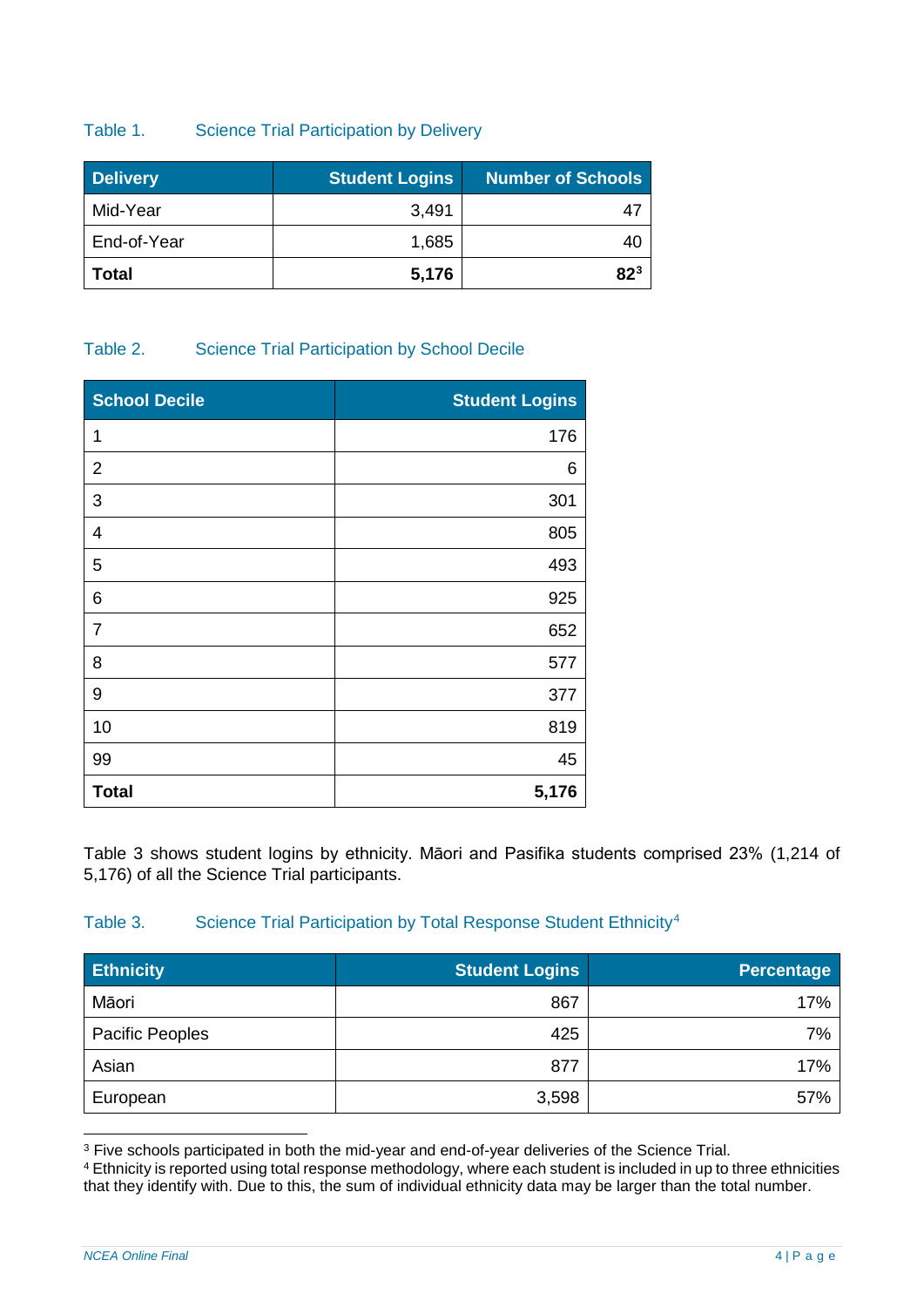Table 1. Science Trial Participation by Delivery

| Delivery | Student Logins | Number of Schools |
|---|---:|---:|
| Mid-Year | 3,491 | 47 |
| End-of-Year | 1,685 | 40 |
| **Total** | **5,176** | **82**[3] |

Table 2. Science Trial Participation by School Decile

| School Decile | Student Logins |
|---|---:|
| 1 | 176 |
| 2 | 6 |
| 3 | 301 |
| 4 | 805 |
| 5 | 493 |
| 6 | 925 |
| 7 | 652 |
| 8 | 577 |
| 9 | 377 |
| 10 | 819 |
| 99 | 45 |
| **Total** | **5,176** |

Table 3 shows student logins by ethnicity. Māori and Pasifika students comprised 23% (1,214 of 5,176) of all the Science Trial participants.

Table 3. Science Trial Participation by Total Response Student Ethnicity[4]

| Ethnicity | Student Logins | Percentage |
|---|---:|---:|
| Māori | 867 | 17% |
| Pacific Peoples | 425 | 7% |
| Asian | 877 | 17% |
| European | 3,598 | 57% |

[3] Five schools participated in both the mid-year and end-of-year deliveries of the Science Trial.

[4] Ethnicity is reported using total response methodology, where each student is included in up to three ethnicities that they identify with. Due to this, the sum of individual ethnicity data may be larger than the total number.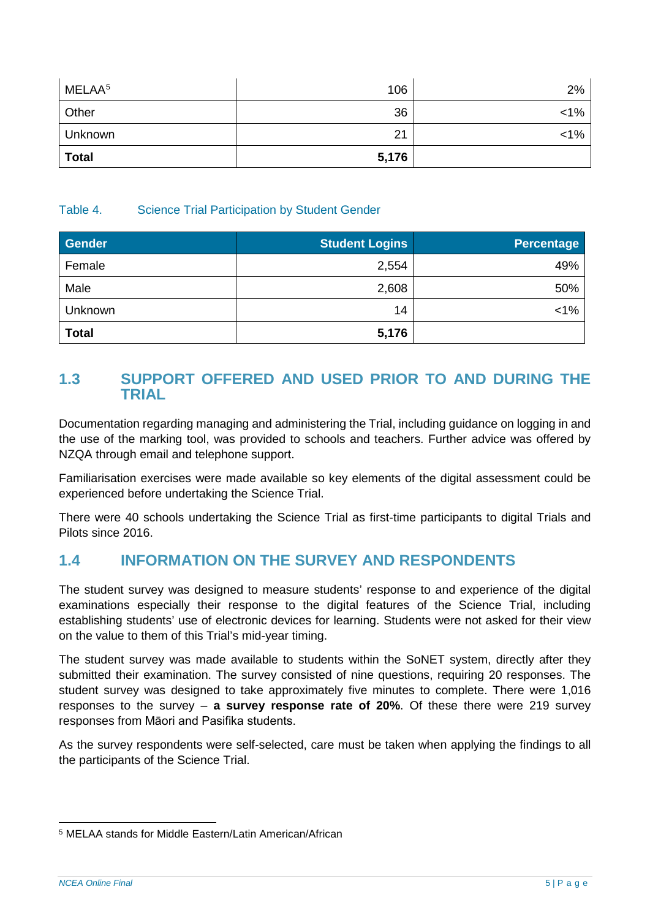| MELAA[5] | 106 | 2% |
|---|---|---|
| Other | 36 | <1% |
| Unknown | 21 | <1% |
| **Total** | **5,176** | |

Table 4. Science Trial Participation by Student Gender

| Gender | Student Logins | Percentage |
|---|---|---|
| Female | 2,554 | 49% |
| Male | 2,608 | 50% |
| Unknown | 14 | <1% |
| **Total** | **5,176** | |

## 1.3 SUPPORT OFFERED AND USED PRIOR TO AND DURING THE TRIAL

Documentation regarding managing and administering the Trial, including guidance on logging in and the use of the marking tool, was provided to schools and teachers. Further advice was offered by NZQA through email and telephone support.

Familiarisation exercises were made available so key elements of the digital assessment could be experienced before undertaking the Science Trial.

There were 40 schools undertaking the Science Trial as first-time participants to digital Trials and Pilots since 2016.

## 1.4 INFORMATION ON THE SURVEY AND RESPONDENTS

The student survey was designed to measure students' response to and experience of the digital examinations especially their response to the digital features of the Science Trial, including establishing students' use of electronic devices for learning. Students were not asked for their view on the value to them of this Trial's mid-year timing.

The student survey was made available to students within the SoNET system, directly after they submitted their examination. The survey consisted of nine questions, requiring 20 responses. The student survey was designed to take approximately five minutes to complete. There were 1,016 responses to the survey – **a survey response rate of 20%**. Of these there were 219 survey responses from Māori and Pasifika students.

As the survey respondents were self-selected, care must be taken when applying the findings to all the participants of the Science Trial.

[5] MELAA stands for Middle Eastern/Latin American/African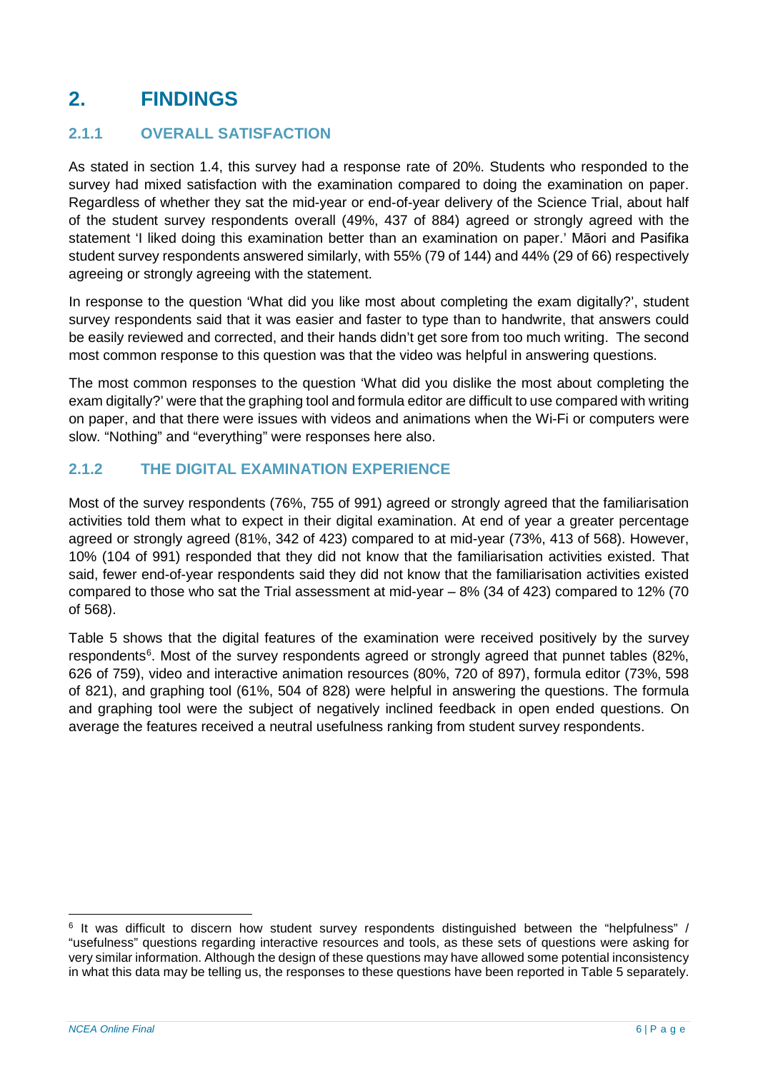# 2. FINDINGS

## 2.1.1 OVERALL SATISFACTION

As stated in section 1.4, this survey had a response rate of 20%. Students who responded to the survey had mixed satisfaction with the examination compared to doing the examination on paper. Regardless of whether they sat the mid-year or end-of-year delivery of the Science Trial, about half of the student survey respondents overall (49%, 437 of 884) agreed or strongly agreed with the statement 'I liked doing this examination better than an examination on paper.' Māori and Pasifika student survey respondents answered similarly, with 55% (79 of 144) and 44% (29 of 66) respectively agreeing or strongly agreeing with the statement.

In response to the question 'What did you like most about completing the exam digitally?', student survey respondents said that it was easier and faster to type than to handwrite, that answers could be easily reviewed and corrected, and their hands didn't get sore from too much writing. The second most common response to this question was that the video was helpful in answering questions.

The most common responses to the question 'What did you dislike the most about completing the exam digitally?' were that the graphing tool and formula editor are difficult to use compared with writing on paper, and that there were issues with videos and animations when the Wi-Fi or computers were slow. "Nothing" and "everything" were responses here also.

## 2.1.2 THE DIGITAL EXAMINATION EXPERIENCE

Most of the survey respondents (76%, 755 of 991) agreed or strongly agreed that the familiarisation activities told them what to expect in their digital examination. At end of year a greater percentage agreed or strongly agreed (81%, 342 of 423) compared to at mid-year (73%, 413 of 568). However, 10% (104 of 991) responded that they did not know that the familiarisation activities existed. That said, fewer end-of-year respondents said they did not know that the familiarisation activities existed compared to those who sat the Trial assessment at mid-year – 8% (34 of 423) compared to 12% (70 of 568).

Table 5 shows that the digital features of the examination were received positively by the survey respondents[6]. Most of the survey respondents agreed or strongly agreed that punnet tables (82%, 626 of 759), video and interactive animation resources (80%, 720 of 897), formula editor (73%, 598 of 821), and graphing tool (61%, 504 of 828) were helpful in answering the questions. The formula and graphing tool were the subject of negatively inclined feedback in open ended questions. On average the features received a neutral usefulness ranking from student survey respondents.

[6] It was difficult to discern how student survey respondents distinguished between the "helpfulness" / "usefulness" questions regarding interactive resources and tools, as these sets of questions were asking for very similar information. Although the design of these questions may have allowed some potential inconsistency in what this data may be telling us, the responses to these questions have been reported in Table 5 separately.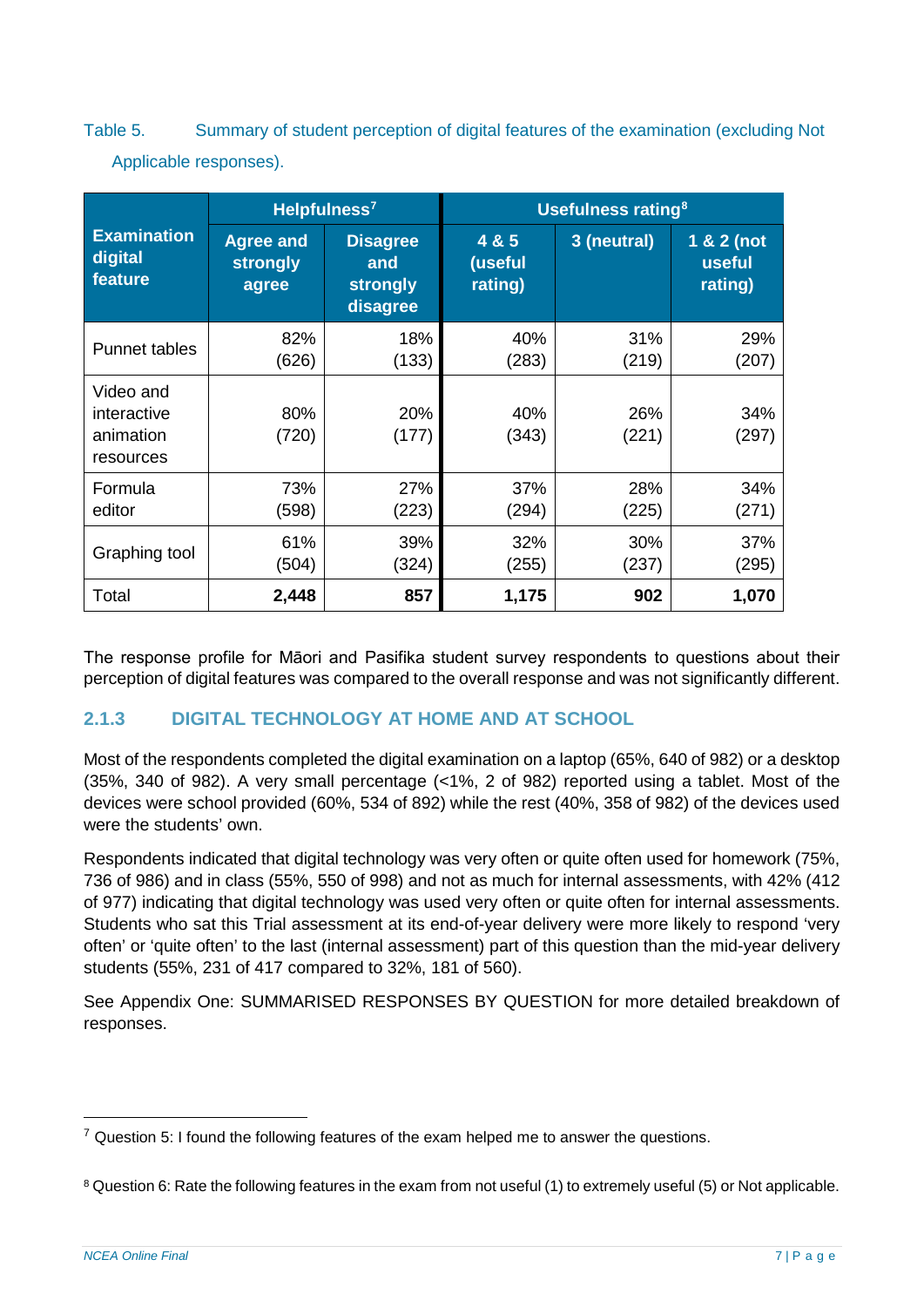Table 5. Summary of student perception of digital features of the examination (excluding Not Applicable responses).

| Examination digital feature | Helpfulness[7] | | Usefulness rating[8] | | |
|---|---|---|---|---|---|
| | Agree and strongly agree | Disagree and strongly disagree | 4 & 5 (useful rating) | 3 (neutral) | 1 & 2 (not useful rating) |
| Punnet tables | 82% (626) | 18% (133) | 40% (283) | 31% (219) | 29% (207) |
| Video and interactive animation resources | 80% (720) | 20% (177) | 40% (343) | 26% (221) | 34% (297) |
| Formula editor | 73% (598) | 27% (223) | 37% (294) | 28% (225) | 34% (271) |
| Graphing tool | 61% (504) | 39% (324) | 32% (255) | 30% (237) | 37% (295) |
| Total | **2,448** | **857** | **1,175** | **902** | **1,070** |

The response profile for Māori and Pasifika student survey respondents to questions about their perception of digital features was compared to the overall response and was not significantly different.

### 2.1.3 DIGITAL TECHNOLOGY AT HOME AND AT SCHOOL

Most of the respondents completed the digital examination on a laptop (65%, 640 of 982) or a desktop (35%, 340 of 982). A very small percentage (<1%, 2 of 982) reported using a tablet. Most of the devices were school provided (60%, 534 of 892) while the rest (40%, 358 of 982) of the devices used were the students' own.

Respondents indicated that digital technology was very often or quite often used for homework (75%, 736 of 986) and in class (55%, 550 of 998) and not as much for internal assessments, with 42% (412 of 977) indicating that digital technology was used very often or quite often for internal assessments. Students who sat this Trial assessment at its end-of-year delivery were more likely to respond 'very often' or 'quite often' to the last (internal assessment) part of this question than the mid-year delivery students (55%, 231 of 417 compared to 32%, 181 of 560).

See Appendix One: SUMMARISED RESPONSES BY QUESTION for more detailed breakdown of responses.

---

[7] Question 5: I found the following features of the exam helped me to answer the questions.

[8] Question 6: Rate the following features in the exam from not useful (1) to extremely useful (5) or Not applicable.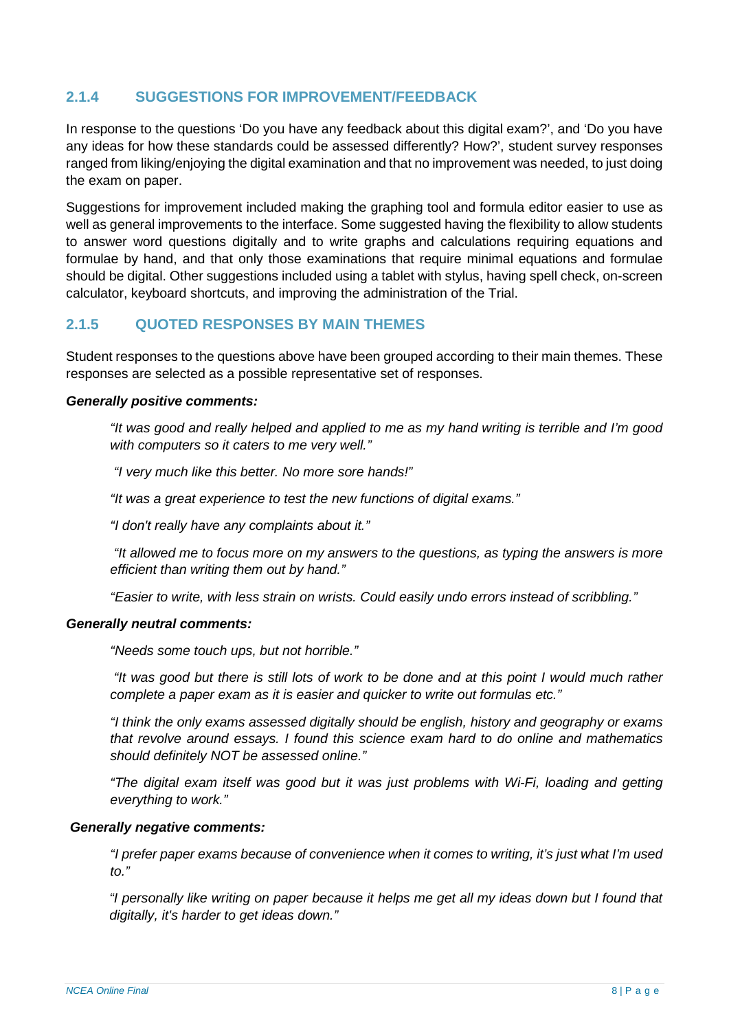### 2.1.4 SUGGESTIONS FOR IMPROVEMENT/FEEDBACK

In response to the questions 'Do you have any feedback about this digital exam?', and 'Do you have any ideas for how these standards could be assessed differently? How?', student survey responses ranged from liking/enjoying the digital examination and that no improvement was needed, to just doing the exam on paper.

Suggestions for improvement included making the graphing tool and formula editor easier to use as well as general improvements to the interface. Some suggested having the flexibility to allow students to answer word questions digitally and to write graphs and calculations requiring equations and formulae by hand, and that only those examinations that require minimal equations and formulae should be digital. Other suggestions included using a tablet with stylus, having spell check, on-screen calculator, keyboard shortcuts, and improving the administration of the Trial.

### 2.1.5 QUOTED RESPONSES BY MAIN THEMES

Student responses to the questions above have been grouped according to their main themes. These responses are selected as a possible representative set of responses.

***Generally positive comments:***

> *"It was good and really helped and applied to me as my hand writing is terrible and I'm good with computers so it caters to me very well."*
>
> *"I very much like this better. No more sore hands!"*
>
> *"It was a great experience to test the new functions of digital exams."*
>
> *"I don't really have any complaints about it."*
>
> *"It allowed me to focus more on my answers to the questions, as typing the answers is more efficient than writing them out by hand."*
>
> *"Easier to write, with less strain on wrists. Could easily undo errors instead of scribbling."*

***Generally neutral comments:***

> *"Needs some touch ups, but not horrible."*
>
> *"It was good but there is still lots of work to be done and at this point I would much rather complete a paper exam as it is easier and quicker to write out formulas etc."*
>
> *"I think the only exams assessed digitally should be english, history and geography or exams that revolve around essays. I found this science exam hard to do online and mathematics should definitely NOT be assessed online."*
>
> *"The digital exam itself was good but it was just problems with Wi-Fi, loading and getting everything to work."*

***Generally negative comments:***

> *"I prefer paper exams because of convenience when it comes to writing, it's just what I'm used to."*
>
> *"I personally like writing on paper because it helps me get all my ideas down but I found that digitally, it's harder to get ideas down."*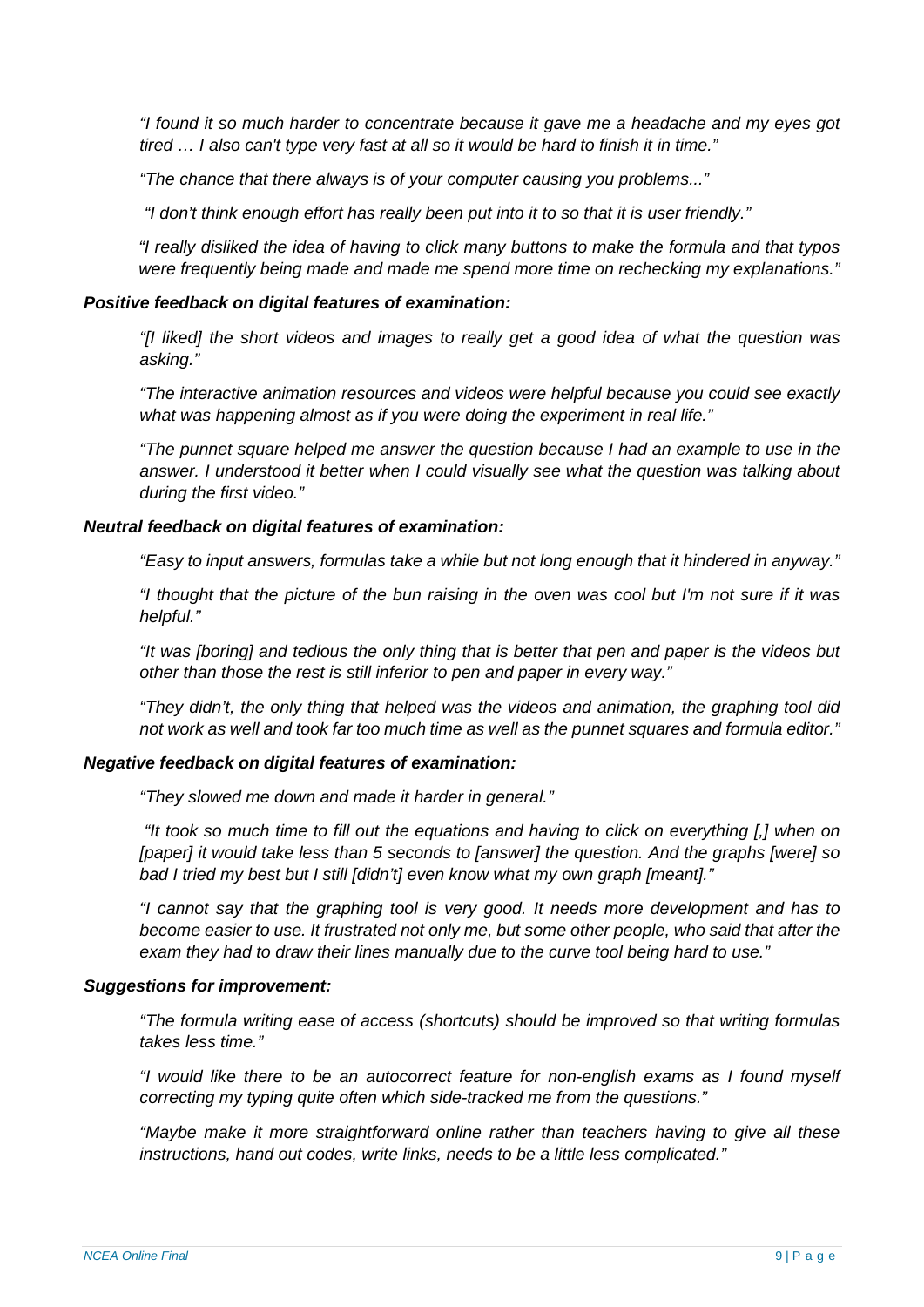*"I found it so much harder to concentrate because it gave me a headache and my eyes got tired … I also can't type very fast at all so it would be hard to finish it in time."*

*"The chance that there always is of your computer causing you problems..."*

*"I don't think enough effort has really been put into it to so that it is user friendly."*

*"I really disliked the idea of having to click many buttons to make the formula and that typos were frequently being made and made me spend more time on rechecking my explanations."*

***Positive feedback on digital features of examination:***

*"[I liked] the short videos and images to really get a good idea of what the question was asking."*

*"The interactive animation resources and videos were helpful because you could see exactly what was happening almost as if you were doing the experiment in real life."*

*"The punnet square helped me answer the question because I had an example to use in the answer. I understood it better when I could visually see what the question was talking about during the first video."*

***Neutral feedback on digital features of examination:***

*"Easy to input answers, formulas take a while but not long enough that it hindered in anyway."*

*"I thought that the picture of the bun raising in the oven was cool but I'm not sure if it was helpful."*

*"It was [boring] and tedious the only thing that is better that pen and paper is the videos but other than those the rest is still inferior to pen and paper in every way."*

*"They didn't, the only thing that helped was the videos and animation, the graphing tool did not work as well and took far too much time as well as the punnet squares and formula editor."*

***Negative feedback on digital features of examination:***

*"They slowed me down and made it harder in general."*

*"It took so much time to fill out the equations and having to click on everything [,] when on [paper] it would take less than 5 seconds to [answer] the question. And the graphs [were] so bad I tried my best but I still [didn't] even know what my own graph [meant]."*

*"I cannot say that the graphing tool is very good. It needs more development and has to become easier to use. It frustrated not only me, but some other people, who said that after the exam they had to draw their lines manually due to the curve tool being hard to use."*

***Suggestions for improvement:***

*"The formula writing ease of access (shortcuts) should be improved so that writing formulas takes less time."*

*"I would like there to be an autocorrect feature for non-english exams as I found myself correcting my typing quite often which side-tracked me from the questions."*

*"Maybe make it more straightforward online rather than teachers having to give all these instructions, hand out codes, write links, needs to be a little less complicated."*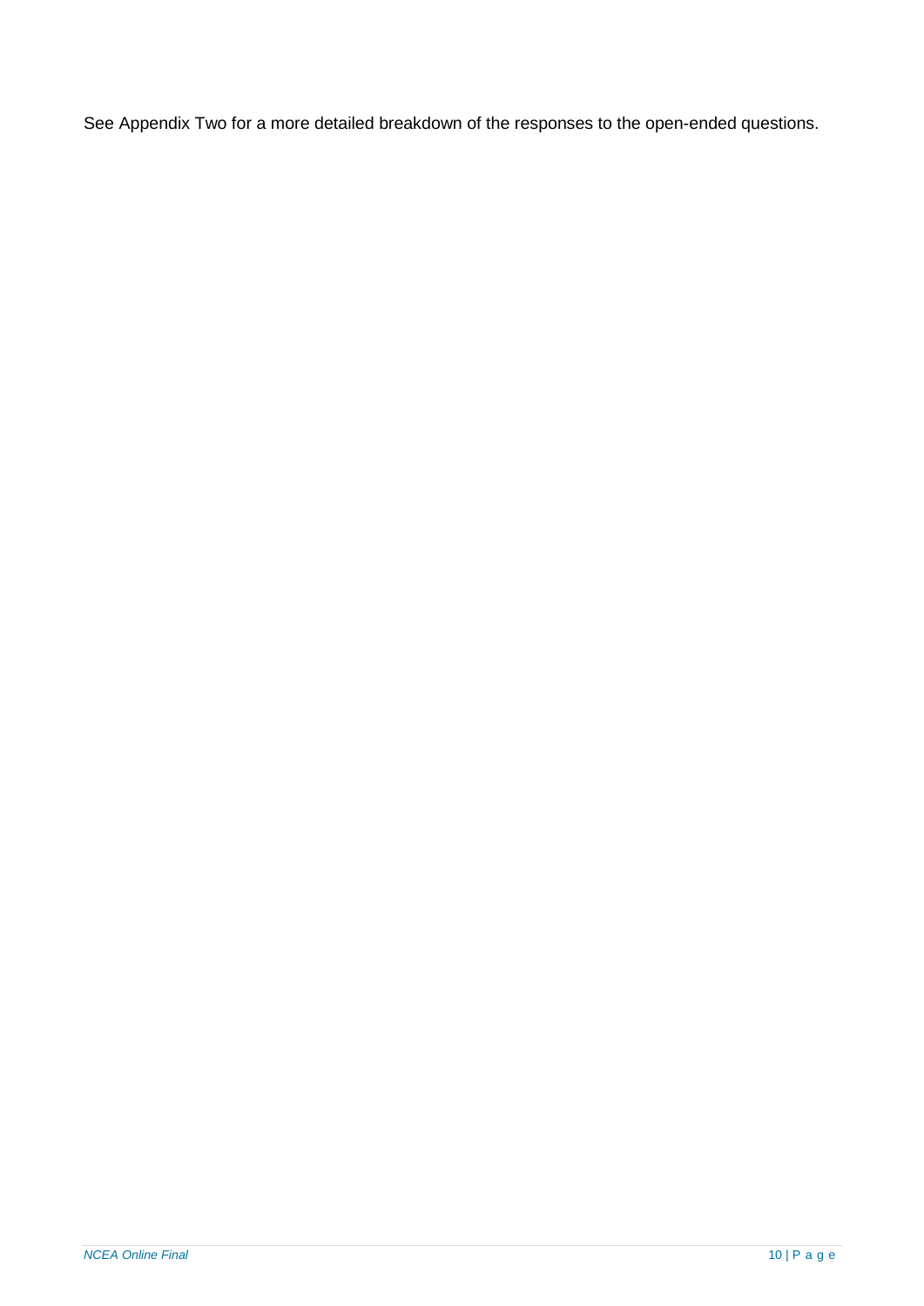See Appendix Two for a more detailed breakdown of the responses to the open-ended questions.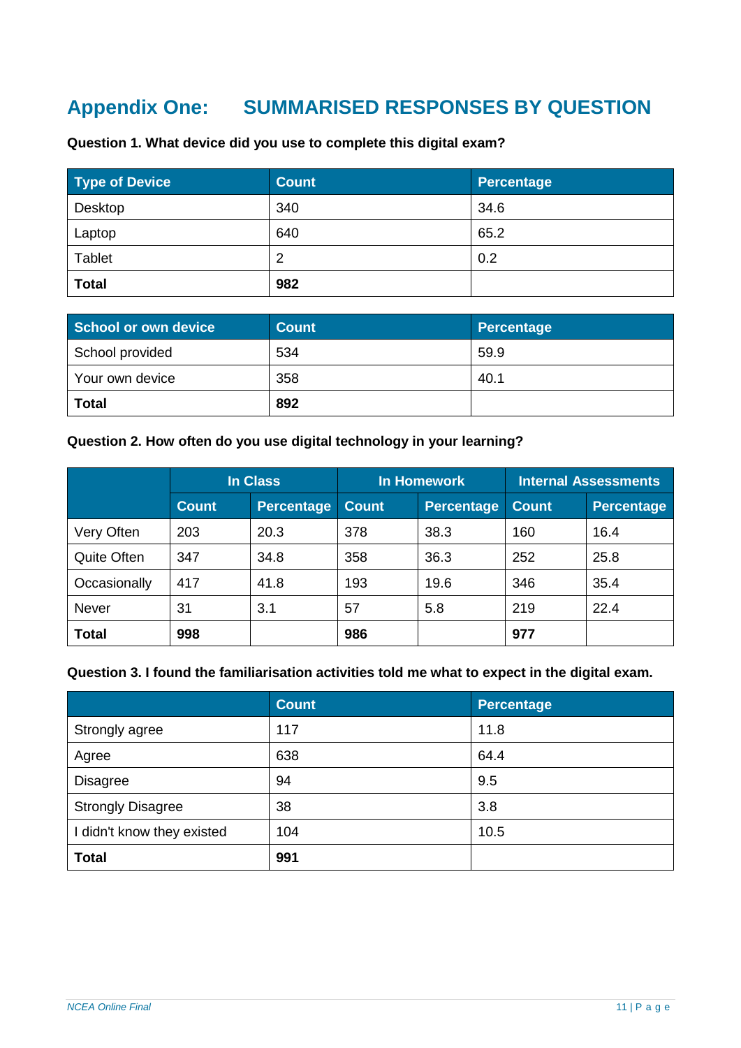# Appendix One: SUMMARISED RESPONSES BY QUESTION

**Question 1. What device did you use to complete this digital exam?**

| Type of Device | Count | Percentage |
|---|---|---|
| Desktop | 340 | 34.6 |
| Laptop | 640 | 65.2 |
| Tablet | 2 | 0.2 |
| **Total** | **982** | |

| School or own device | Count | Percentage |
|---|---|---|
| School provided | 534 | 59.9 |
| Your own device | 358 | 40.1 |
| **Total** | **892** | |

**Question 2. How often do you use digital technology in your learning?**

| | In Class | | In Homework | | Internal Assessments | |
|---|---|---|---|---|---|---|
| | Count | Percentage | Count | Percentage | Count | Percentage |
| Very Often | 203 | 20.3 | 378 | 38.3 | 160 | 16.4 |
| Quite Often | 347 | 34.8 | 358 | 36.3 | 252 | 25.8 |
| Occasionally | 417 | 41.8 | 193 | 19.6 | 346 | 35.4 |
| Never | 31 | 3.1 | 57 | 5.8 | 219 | 22.4 |
| **Total** | **998** | | **986** | | **977** | |

**Question 3. I found the familiarisation activities told me what to expect in the digital exam.**

| | Count | Percentage |
|---|---|---|
| Strongly agree | 117 | 11.8 |
| Agree | 638 | 64.4 |
| Disagree | 94 | 9.5 |
| Strongly Disagree | 38 | 3.8 |
| I didn't know they existed | 104 | 10.5 |
| **Total** | **991** | |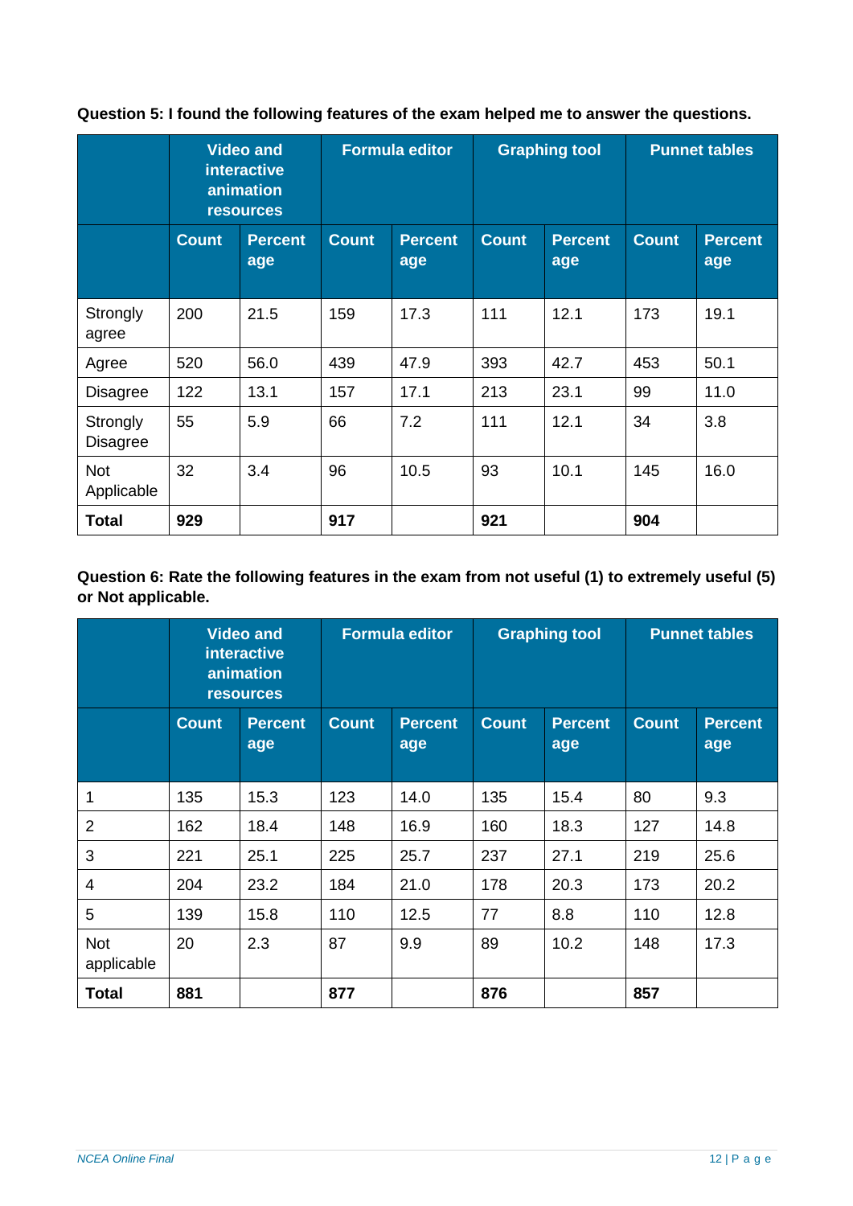**Question 5: I found the following features of the exam helped me to answer the questions.**

| | Video and interactive animation resources | | Formula editor | | Graphing tool | | Punnet tables | |
|---|---|---|---|---|---|---|---|---|
| | Count | Percent age | Count | Percent age | Count | Percent age | Count | Percent age |
| Strongly agree | 200 | 21.5 | 159 | 17.3 | 111 | 12.1 | 173 | 19.1 |
| Agree | 520 | 56.0 | 439 | 47.9 | 393 | 42.7 | 453 | 50.1 |
| Disagree | 122 | 13.1 | 157 | 17.1 | 213 | 23.1 | 99 | 11.0 |
| Strongly Disagree | 55 | 5.9 | 66 | 7.2 | 111 | 12.1 | 34 | 3.8 |
| Not Applicable | 32 | 3.4 | 96 | 10.5 | 93 | 10.1 | 145 | 16.0 |
| **Total** | **929** | | **917** | | **921** | | **904** | |

**Question 6: Rate the following features in the exam from not useful (1) to extremely useful (5) or Not applicable.**

| | Video and interactive animation resources | | Formula editor | | Graphing tool | | Punnet tables | |
|---|---|---|---|---|---|---|---|---|
| | Count | Percent age | Count | Percent age | Count | Percent age | Count | Percent age |
| 1 | 135 | 15.3 | 123 | 14.0 | 135 | 15.4 | 80 | 9.3 |
| 2 | 162 | 18.4 | 148 | 16.9 | 160 | 18.3 | 127 | 14.8 |
| 3 | 221 | 25.1 | 225 | 25.7 | 237 | 27.1 | 219 | 25.6 |
| 4 | 204 | 23.2 | 184 | 21.0 | 178 | 20.3 | 173 | 20.2 |
| 5 | 139 | 15.8 | 110 | 12.5 | 77 | 8.8 | 110 | 12.8 |
| Not applicable | 20 | 2.3 | 87 | 9.9 | 89 | 10.2 | 148 | 17.3 |
| **Total** | **881** | | **877** | | **876** | | **857** | |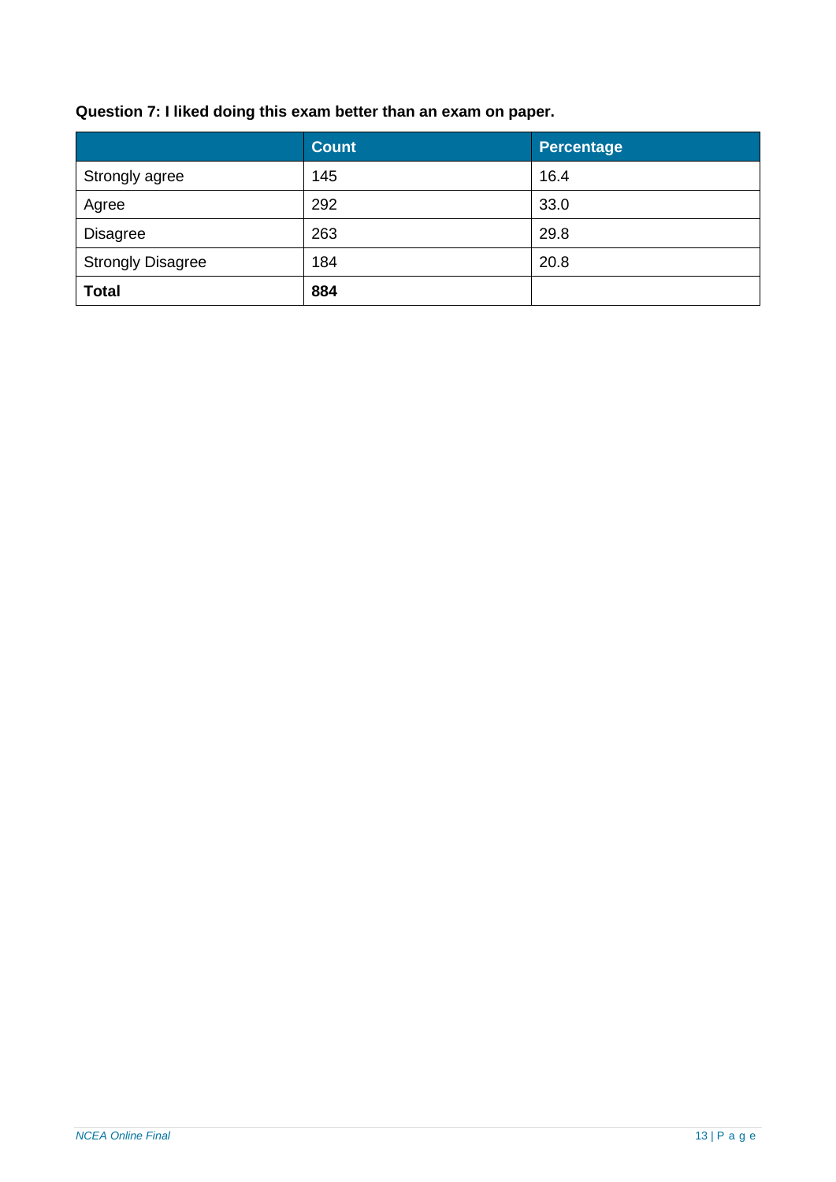**Question 7: I liked doing this exam better than an exam on paper.**

| | Count | Percentage |
|---|---|---|
| Strongly agree | 145 | 16.4 |
| Agree | 292 | 33.0 |
| Disagree | 263 | 29.8 |
| Strongly Disagree | 184 | 20.8 |
| **Total** | **884** | |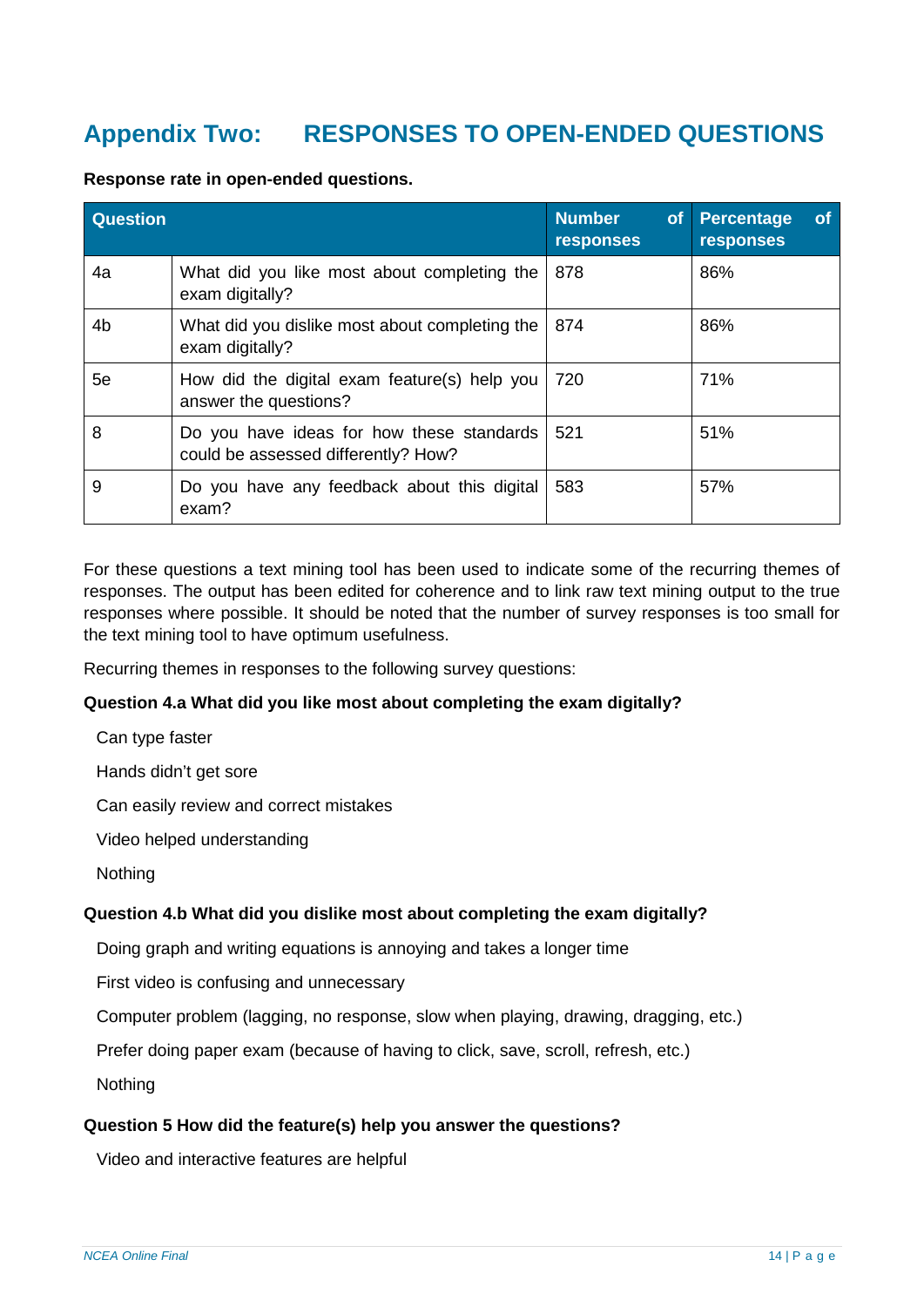# Appendix Two: RESPONSES TO OPEN-ENDED QUESTIONS

**Response rate in open-ended questions.**

| Question | | Number of responses | Percentage of responses |
|---|---|---|---|
| 4a | What did you like most about completing the exam digitally? | 878 | 86% |
| 4b | What did you dislike most about completing the exam digitally? | 874 | 86% |
| 5e | How did the digital exam feature(s) help you answer the questions? | 720 | 71% |
| 8 | Do you have ideas for how these standards could be assessed differently? How? | 521 | 51% |
| 9 | Do you have any feedback about this digital exam? | 583 | 57% |

For these questions a text mining tool has been used to indicate some of the recurring themes of responses. The output has been edited for coherence and to link raw text mining output to the true responses where possible. It should be noted that the number of survey responses is too small for the text mining tool to have optimum usefulness.

Recurring themes in responses to the following survey questions:

**Question 4.a What did you like most about completing the exam digitally?**

Can type faster

Hands didn't get sore

Can easily review and correct mistakes

Video helped understanding

Nothing

**Question 4.b What did you dislike most about completing the exam digitally?**

Doing graph and writing equations is annoying and takes a longer time

First video is confusing and unnecessary

Computer problem (lagging, no response, slow when playing, drawing, dragging, etc.)

Prefer doing paper exam (because of having to click, save, scroll, refresh, etc.)

Nothing

**Question 5 How did the feature(s) help you answer the questions?**

Video and interactive features are helpful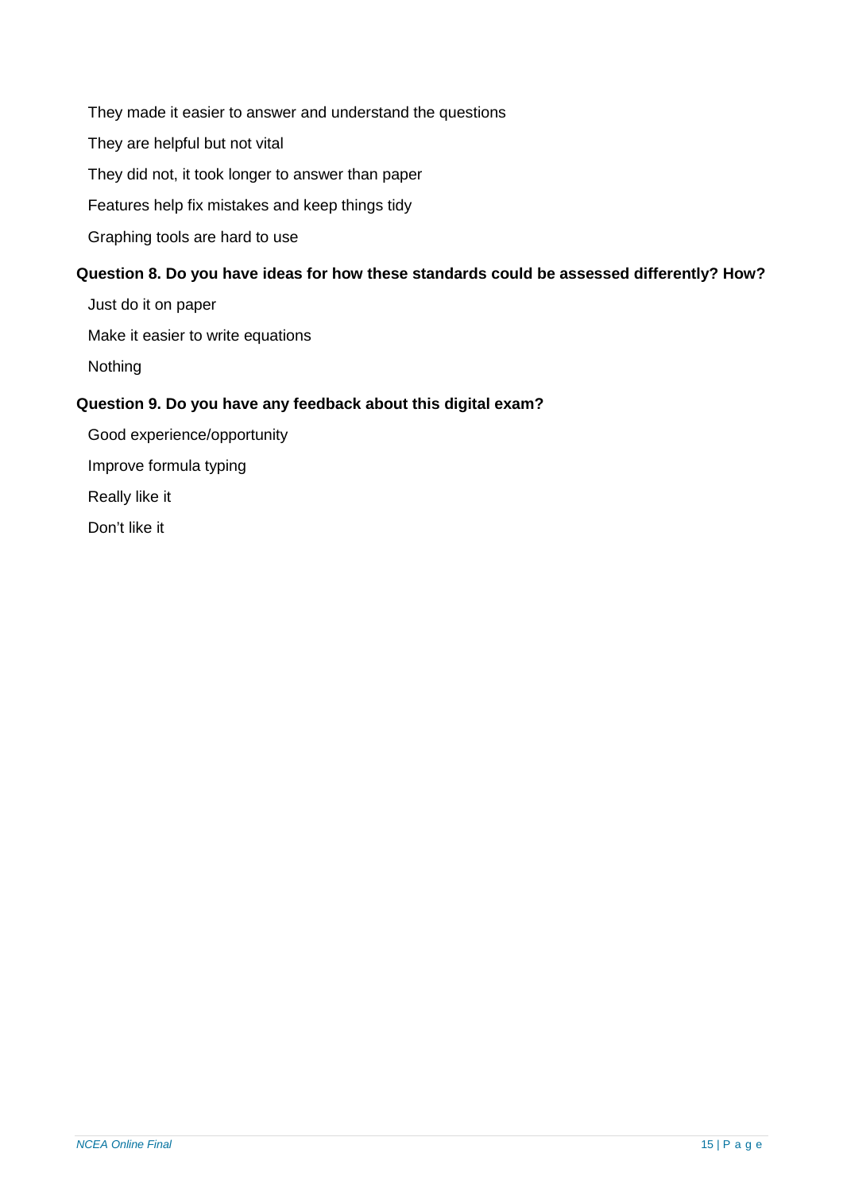They made it easier to answer and understand the questions

They are helpful but not vital

They did not, it took longer to answer than paper

Features help fix mistakes and keep things tidy

Graphing tools are hard to use

**Question 8. Do you have ideas for how these standards could be assessed differently? How?**

Just do it on paper

Make it easier to write equations

Nothing

**Question 9. Do you have any feedback about this digital exam?**

Good experience/opportunity

Improve formula typing

Really like it

Don't like it